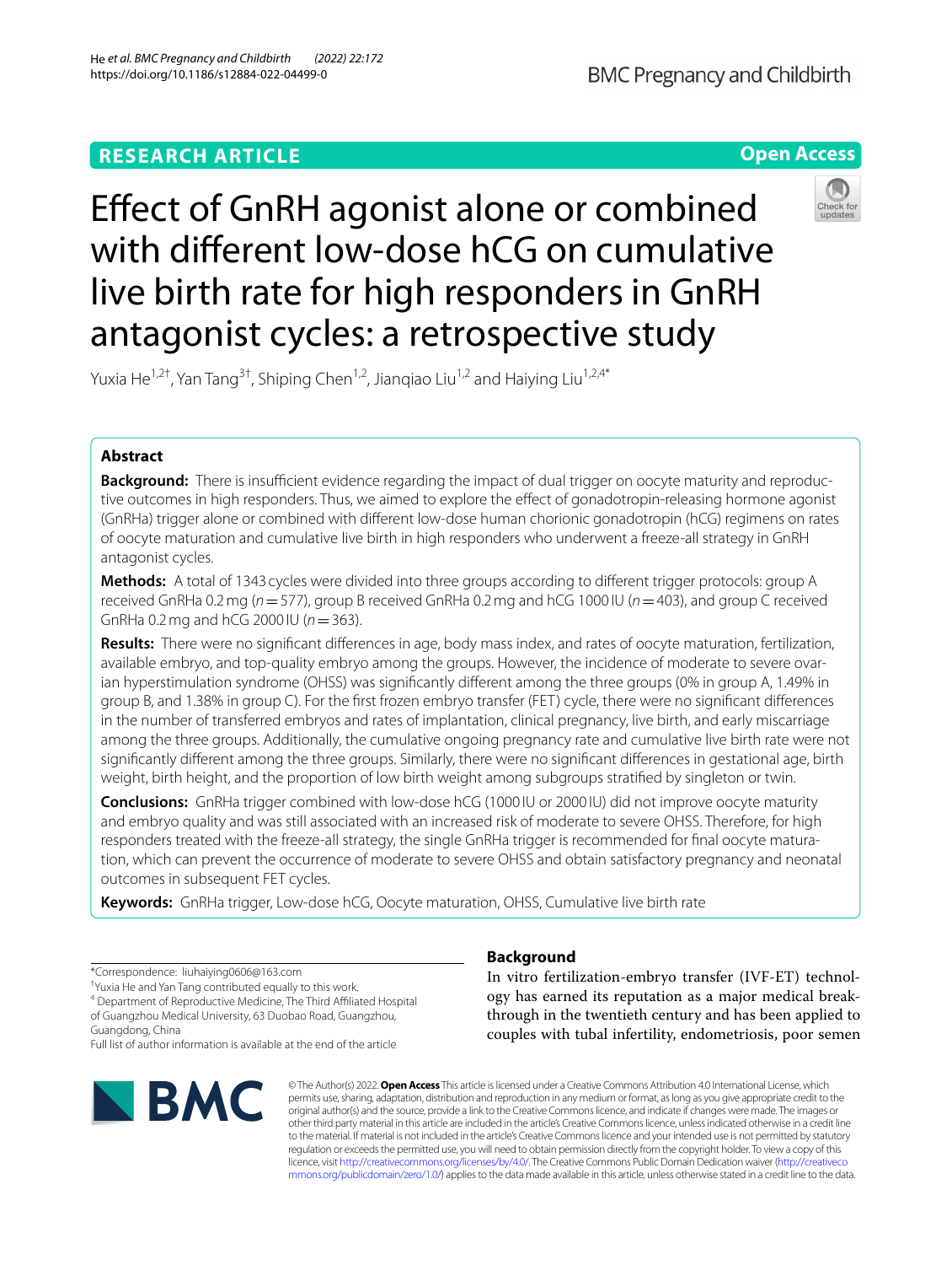RESEARCH ARTICLE

Open Access

# Effect of GnRH agonist alone or combined with different low-dose hCG on cumulative live birth rate for high responders in GnRH antagonist cycles: a retrospective study

Yuxia He[1,2†], Yan Tang[3†], Shiping Chen[1,2], Jianqiao Liu[1,2] and Haiying Liu[1,2,4*]

## Abstract

**Background:** There is insufficient evidence regarding the impact of dual trigger on oocyte maturity and reproductive outcomes in high responders. Thus, we aimed to explore the effect of gonadotropin-releasing hormone agonist (GnRHa) trigger alone or combined with different low-dose human chorionic gonadotropin (hCG) regimens on rates of oocyte maturation and cumulative live birth in high responders who underwent a freeze-all strategy in GnRH antagonist cycles.

**Methods:** A total of 1343 cycles were divided into three groups according to different trigger protocols: group A received GnRHa 0.2 mg ($n = 577$), group B received GnRHa 0.2 mg and hCG 1000 IU ($n = 403$), and group C received GnRHa 0.2 mg and hCG 2000 IU ($n = 363$).

**Results:** There were no significant differences in age, body mass index, and rates of oocyte maturation, fertilization, available embryo, and top-quality embryo among the groups. However, the incidence of moderate to severe ovarian hyperstimulation syndrome (OHSS) was significantly different among the three groups (0% in group A, 1.49% in group B, and 1.38% in group C). For the first frozen embryo transfer (FET) cycle, there were no significant differences in the number of transferred embryos and rates of implantation, clinical pregnancy, live birth, and early miscarriage among the three groups. Additionally, the cumulative ongoing pregnancy rate and cumulative live birth rate were not significantly different among the three groups. Similarly, there were no significant differences in gestational age, birth weight, birth height, and the proportion of low birth weight among subgroups stratified by singleton or twin.

**Conclusions:** GnRHa trigger combined with low-dose hCG (1000 IU or 2000 IU) did not improve oocyte maturity and embryo quality and was still associated with an increased risk of moderate to severe OHSS. Therefore, for high responders treated with the freeze-all strategy, the single GnRHa trigger is recommended for final oocyte maturation, which can prevent the occurrence of moderate to severe OHSS and obtain satisfactory pregnancy and neonatal outcomes in subsequent FET cycles.

**Keywords:** GnRHa trigger, Low-dose hCG, Oocyte maturation, OHSS, Cumulative live birth rate

*Correspondence: liuhaiying0606@163.com

†Yuxia He and Yan Tang contributed equally to this work.

[4] Department of Reproductive Medicine, The Third Affiliated Hospital of Guangzhou Medical University, 63 Duobao Road, Guangzhou, Guangdong, China

Full list of author information is available at the end of the article

## Background

In vitro fertilization-embryo transfer (IVF-ET) technology has earned its reputation as a major medical breakthrough in the twentieth century and has been applied to couples with tubal infertility, endometriosis, poor semen

© The Author(s) 2022. **Open Access** This article is licensed under a Creative Commons Attribution 4.0 International License, which permits use, sharing, adaptation, distribution and reproduction in any medium or format, as long as you give appropriate credit to the original author(s) and the source, provide a link to the Creative Commons licence, and indicate if changes were made. The images or other third party material in this article are included in the article's Creative Commons licence, unless indicated otherwise in a credit line to the material. If material is not included in the article's Creative Commons licence and your intended use is not permitted by statutory regulation or exceeds the permitted use, you will need to obtain permission directly from the copyright holder. To view a copy of this licence, visit http://creativecommons.org/licenses/by/4.0/. The Creative Commons Public Domain Dedication waiver (http://creativecommons.org/publicdomain/zero/1.0/) applies to the data made available in this article, unless otherwise stated in a credit line to the data.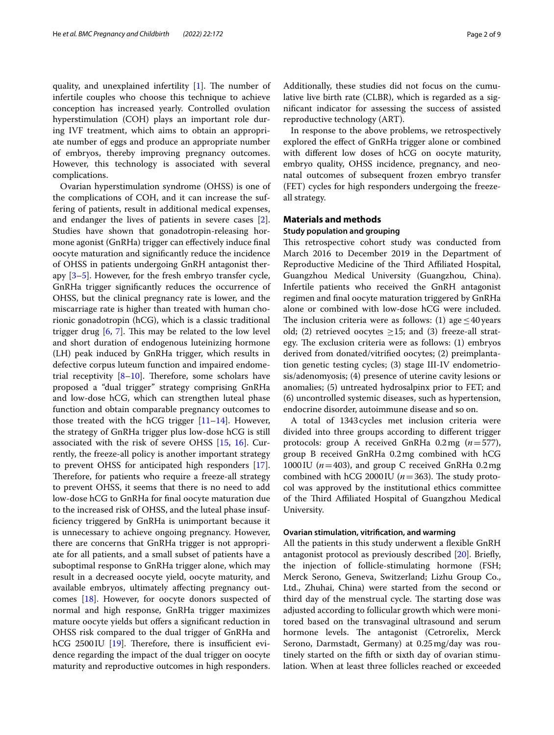quality, and unexplained infertility [1]. The number of infertile couples who choose this technique to achieve conception has increased yearly. Controlled ovulation hyperstimulation (COH) plays an important role during IVF treatment, which aims to obtain an appropriate number of eggs and produce an appropriate number of embryos, thereby improving pregnancy outcomes. However, this technology is associated with several complications.

Ovarian hyperstimulation syndrome (OHSS) is one of the complications of COH, and it can increase the suffering of patients, result in additional medical expenses, and endanger the lives of patients in severe cases [2]. Studies have shown that gonadotropin-releasing hormone agonist (GnRHa) trigger can effectively induce final oocyte maturation and significantly reduce the incidence of OHSS in patients undergoing GnRH antagonist therapy [3–5]. However, for the fresh embryo transfer cycle, GnRHa trigger significantly reduces the occurrence of OHSS, but the clinical pregnancy rate is lower, and the miscarriage rate is higher than treated with human chorionic gonadotropin (hCG), which is a classic traditional trigger drug [6, 7]. This may be related to the low level and short duration of endogenous luteinizing hormone (LH) peak induced by GnRHa trigger, which results in defective corpus luteum function and impaired endometrial receptivity [8–10]. Therefore, some scholars have proposed a "dual trigger" strategy comprising GnRHa and low-dose hCG, which can strengthen luteal phase function and obtain comparable pregnancy outcomes to those treated with the hCG trigger [11–14]. However, the strategy of GnRHa trigger plus low-dose hCG is still associated with the risk of severe OHSS [15, 16]. Currently, the freeze-all policy is another important strategy to prevent OHSS for anticipated high responders [17]. Therefore, for patients who require a freeze-all strategy to prevent OHSS, it seems that there is no need to add low-dose hCG to GnRHa for final oocyte maturation due to the increased risk of OHSS, and the luteal phase insufficiency triggered by GnRHa is unimportant because it is unnecessary to achieve ongoing pregnancy. However, there are concerns that GnRHa trigger is not appropriate for all patients, and a small subset of patients have a suboptimal response to GnRHa trigger alone, which may result in a decreased oocyte yield, oocyte maturity, and available embryos, ultimately affecting pregnancy outcomes [18]. However, for oocyte donors suspected of normal and high response, GnRHa trigger maximizes mature oocyte yields but offers a significant reduction in OHSS risk compared to the dual trigger of GnRHa and hCG 2500 IU [19]. Therefore, there is insufficient evidence regarding the impact of the dual trigger on oocyte maturity and reproductive outcomes in high responders. Additionally, these studies did not focus on the cumulative live birth rate (CLBR), which is regarded as a significant indicator for assessing the success of assisted reproductive technology (ART).

In response to the above problems, we retrospectively explored the effect of GnRHa trigger alone or combined with different low doses of hCG on oocyte maturity, embryo quality, OHSS incidence, pregnancy, and neonatal outcomes of subsequent frozen embryo transfer (FET) cycles for high responders undergoing the freeze-all strategy.

## Materials and methods

### Study population and grouping

This retrospective cohort study was conducted from March 2016 to December 2019 in the Department of Reproductive Medicine of the Third Affiliated Hospital, Guangzhou Medical University (Guangzhou, China). Infertile patients who received the GnRH antagonist regimen and final oocyte maturation triggered by GnRHa alone or combined with low-dose hCG were included. The inclusion criteria were as follows: (1) age $\leq$ 40 years old; (2) retrieved oocytes $\geq$15; and (3) freeze-all strategy. The exclusion criteria were as follows: (1) embryos derived from donated/vitrified oocytes; (2) preimplantation genetic testing cycles; (3) stage III-IV endometriosis/adenomyosis; (4) presence of uterine cavity lesions or anomalies; (5) untreated hydrosalpinx prior to FET; and (6) uncontrolled systemic diseases, such as hypertension, endocrine disorder, autoimmune disease and so on.

A total of 1343 cycles met inclusion criteria were divided into three groups according to different trigger protocols: group A received GnRHa 0.2 mg ($n=577$), group B received GnRHa 0.2 mg combined with hCG 1000 IU ($n=403$), and group C received GnRHa 0.2 mg combined with hCG 2000 IU ($n=363$). The study protocol was approved by the institutional ethics committee of the Third Affiliated Hospital of Guangzhou Medical University.

### Ovarian stimulation, vitrification, and warming

All the patients in this study underwent a flexible GnRH antagonist protocol as previously described [20]. Briefly, the injection of follicle-stimulating hormone (FSH; Merck Serono, Geneva, Switzerland; Lizhu Group Co., Ltd., Zhuhai, China) were started from the second or third day of the menstrual cycle. The starting dose was adjusted according to follicular growth which were monitored based on the transvaginal ultrasound and serum hormone levels. The antagonist (Cetrorelix, Merck Serono, Darmstadt, Germany) at 0.25 mg/day was routinely started on the fifth or sixth day of ovarian stimulation. When at least three follicles reached or exceeded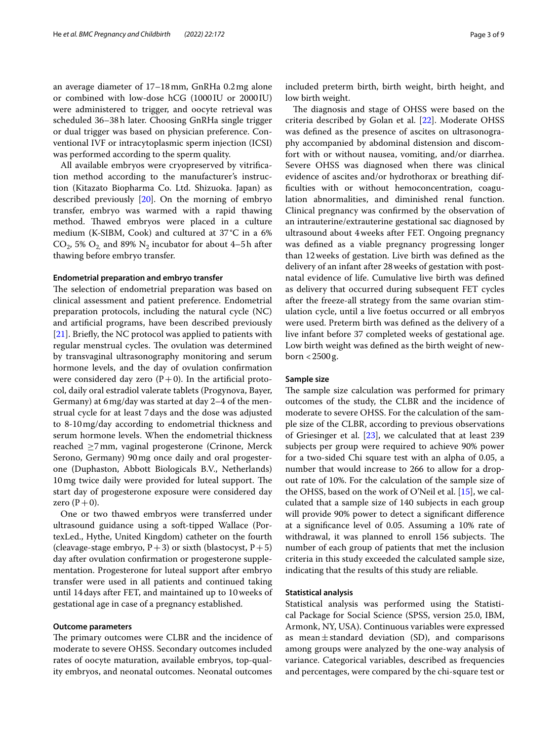an average diameter of 17–18 mm, GnRHa 0.2 mg alone or combined with low-dose hCG (1000 IU or 2000 IU) were administered to trigger, and oocyte retrieval was scheduled 36–38 h later. Choosing GnRHa single trigger or dual trigger was based on physician preference. Conventional IVF or intracytoplasmic sperm injection (ICSI) was performed according to the sperm quality.

All available embryos were cryopreserved by vitrification method according to the manufacturer's instruction (Kitazato Biopharma Co. Ltd. Shizuoka. Japan) as described previously [20]. On the morning of embryo transfer, embryo was warmed with a rapid thawing method. Thawed embryos were placed in a culture medium (K-SIBM, Cook) and cultured at 37 °C in a 6% $CO_2$, 5% $O_2$, and 89% $N_2$ incubator for about 4–5 h after thawing before embryo transfer.

#### Endometrial preparation and embryo transfer

The selection of endometrial preparation was based on clinical assessment and patient preference. Endometrial preparation protocols, including the natural cycle (NC) and artificial programs, have been described previously [21]. Briefly, the NC protocol was applied to patients with regular menstrual cycles. The ovulation was determined by transvaginal ultrasonography monitoring and serum hormone levels, and the day of ovulation confirmation were considered day zero ($P+0$). In the artificial protocol, daily oral estradiol valerate tablets (Progynova, Bayer, Germany) at 6 mg/day was started at day 2–4 of the menstrual cycle for at least 7 days and the dose was adjusted to 8-10 mg/day according to endometrial thickness and serum hormone levels. When the endometrial thickness reached $\geq$7 mm, vaginal progesterone (Crinone, Merck Serono, Germany) 90 mg once daily and oral progesterone (Duphaston, Abbott Biologicals B.V., Netherlands) 10 mg twice daily were provided for luteal support. The start day of progesterone exposure were considered day zero ($P+0$).

One or two thawed embryos were transferred under ultrasound guidance using a soft-tipped Wallace (PortexLed., Hythe, United Kingdom) catheter on the fourth (cleavage-stage embryo, $P+3$) or sixth (blastocyst, $P+5$) day after ovulation confirmation or progesterone supplementation. Progesterone for luteal support after embryo transfer were used in all patients and continued taking until 14 days after FET, and maintained up to 10 weeks of gestational age in case of a pregnancy established.

#### Outcome parameters

The primary outcomes were CLBR and the incidence of moderate to severe OHSS. Secondary outcomes included rates of oocyte maturation, available embryos, top-quality embryos, and neonatal outcomes. Neonatal outcomes included preterm birth, birth weight, birth height, and low birth weight.

The diagnosis and stage of OHSS were based on the criteria described by Golan et al. [22]. Moderate OHSS was defined as the presence of ascites on ultrasonography accompanied by abdominal distension and discomfort with or without nausea, vomiting, and/or diarrhea. Severe OHSS was diagnosed when there was clinical evidence of ascites and/or hydrothorax or breathing difficulties with or without hemoconcentration, coagulation abnormalities, and diminished renal function. Clinical pregnancy was confirmed by the observation of an intrauterine/extrauterine gestational sac diagnosed by ultrasound about 4 weeks after FET. Ongoing pregnancy was defined as a viable pregnancy progressing longer than 12 weeks of gestation. Live birth was defined as the delivery of an infant after 28 weeks of gestation with postnatal evidence of life. Cumulative live birth was defined as delivery that occurred during subsequent FET cycles after the freeze-all strategy from the same ovarian stimulation cycle, until a live foetus occurred or all embryos were used. Preterm birth was defined as the delivery of a live infant before 37 completed weeks of gestational age. Low birth weight was defined as the birth weight of newborn < 2500 g.

#### Sample size

The sample size calculation was performed for primary outcomes of the study, the CLBR and the incidence of moderate to severe OHSS. For the calculation of the sample size of the CLBR, according to previous observations of Griesinger et al. [23], we calculated that at least 239 subjects per group were required to achieve 90% power for a two-sided Chi square test with an alpha of 0.05, a number that would increase to 266 to allow for a dropout rate of 10%. For the calculation of the sample size of the OHSS, based on the work of O'Neil et al. [15], we calculated that a sample size of 140 subjects in each group will provide 90% power to detect a significant difference at a significance level of 0.05. Assuming a 10% rate of withdrawal, it was planned to enroll 156 subjects. The number of each group of patients that met the inclusion criteria in this study exceeded the calculated sample size, indicating that the results of this study are reliable.

#### Statistical analysis

Statistical analysis was performed using the Statistical Package for Social Science (SPSS, version 25.0, IBM, Armonk, NY, USA). Continuous variables were expressed as mean ± standard deviation (SD), and comparisons among groups were analyzed by the one-way analysis of variance. Categorical variables, described as frequencies and percentages, were compared by the chi-square test or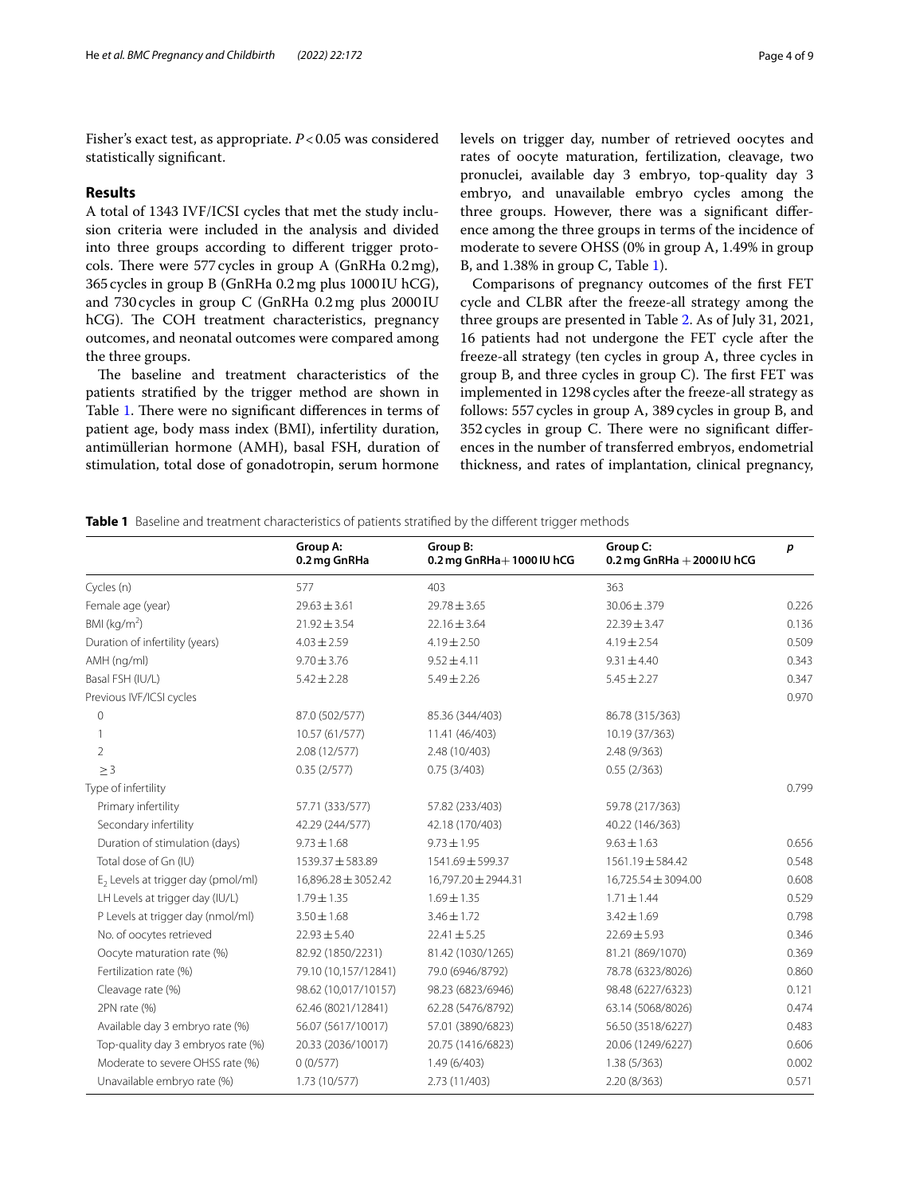Fisher's exact test, as appropriate. $P < 0.05$ was considered statistically significant.

## Results

A total of 1343 IVF/ICSI cycles that met the study inclusion criteria were included in the analysis and divided into three groups according to different trigger protocols. There were 577 cycles in group A (GnRHa 0.2 mg), 365 cycles in group B (GnRHa 0.2 mg plus 1000 IU hCG), and 730 cycles in group C (GnRHa 0.2 mg plus 2000 IU hCG). The COH treatment characteristics, pregnancy outcomes, and neonatal outcomes were compared among the three groups.

The baseline and treatment characteristics of the patients stratified by the trigger method are shown in Table 1. There were no significant differences in terms of patient age, body mass index (BMI), infertility duration, antimüllerian hormone (AMH), basal FSH, duration of stimulation, total dose of gonadotropin, serum hormone levels on trigger day, number of retrieved oocytes and rates of oocyte maturation, fertilization, cleavage, two pronuclei, available day 3 embryo, top-quality day 3 embryo, and unavailable embryo cycles among the three groups. However, there was a significant difference among the three groups in terms of the incidence of moderate to severe OHSS (0% in group A, 1.49% in group B, and 1.38% in group C, Table 1).

Comparisons of pregnancy outcomes of the first FET cycle and CLBR after the freeze-all strategy among the three groups are presented in Table 2. As of July 31, 2021, 16 patients had not undergone the FET cycle after the freeze-all strategy (ten cycles in group A, three cycles in group B, and three cycles in group C). The first FET was implemented in 1298 cycles after the freeze-all strategy as follows: 557 cycles in group A, 389 cycles in group B, and 352 cycles in group C. There were no significant differences in the number of transferred embryos, endometrial thickness, and rates of implantation, clinical pregnancy,

**Table 1** Baseline and treatment characteristics of patients stratified by the different trigger methods

| | Group A: 0.2 mg GnRHa | Group B: 0.2 mg GnRHa + 1000 IU hCG | Group C: 0.2 mg GnRHa + 2000 IU hCG | *p* |
|---|---|---|---|---|
| Cycles (n) | 577 | 403 | 363 | |
| Female age (year) | 29.63 ± 3.61 | 29.78 ± 3.65 | 30.06 ± .379 | 0.226 |
| BMI (kg/m$^2$) | 21.92 ± 3.54 | 22.16 ± 3.64 | 22.39 ± 3.47 | 0.136 |
| Duration of infertility (years) | 4.03 ± 2.59 | 4.19 ± 2.50 | 4.19 ± 2.54 | 0.509 |
| AMH (ng/ml) | 9.70 ± 3.76 | 9.52 ± 4.11 | 9.31 ± 4.40 | 0.343 |
| Basal FSH (IU/L) | 5.42 ± 2.28 | 5.49 ± 2.26 | 5.45 ± 2.27 | 0.347 |
| Previous IVF/ICSI cycles | | | | 0.970 |
| 0 | 87.0 (502/577) | 85.36 (344/403) | 86.78 (315/363) | |
| 1 | 10.57 (61/577) | 11.41 (46/403) | 10.19 (37/363) | |
| 2 | 2.08 (12/577) | 2.48 (10/403) | 2.48 (9/363) | |
| ≥ 3 | 0.35 (2/577) | 0.75 (3/403) | 0.55 (2/363) | |
| Type of infertility | | | | 0.799 |
| Primary infertility | 57.71 (333/577) | 57.82 (233/403) | 59.78 (217/363) | |
| Secondary infertility | 42.29 (244/577) | 42.18 (170/403) | 40.22 (146/363) | |
| Duration of stimulation (days) | 9.73 ± 1.68 | 9.73 ± 1.95 | 9.63 ± 1.63 | 0.656 |
| Total dose of Gn (IU) | 1539.37 ± 583.89 | 1541.69 ± 599.37 | 1561.19 ± 584.42 | 0.548 |
| $E_2$ Levels at trigger day (pmol/ml) | 16,896.28 ± 3052.42 | 16,797.20 ± 2944.31 | 16,725.54 ± 3094.00 | 0.608 |
| LH Levels at trigger day (IU/L) | 1.79 ± 1.35 | 1.69 ± 1.35 | 1.71 ± 1.44 | 0.529 |
| P Levels at trigger day (nmol/ml) | 3.50 ± 1.68 | 3.46 ± 1.72 | 3.42 ± 1.69 | 0.798 |
| No. of oocytes retrieved | 22.93 ± 5.40 | 22.41 ± 5.25 | 22.69 ± 5.93 | 0.346 |
| Oocyte maturation rate (%) | 82.92 (1850/2231) | 81.42 (1030/1265) | 81.21 (869/1070) | 0.369 |
| Fertilization rate (%) | 79.10 (10,157/12841) | 79.0 (6946/8792) | 78.78 (6323/8026) | 0.860 |
| Cleavage rate (%) | 98.62 (10,017/10157) | 98.23 (6823/6946) | 98.48 (6227/6323) | 0.121 |
| 2PN rate (%) | 62.46 (8021/12841) | 62.28 (5476/8792) | 63.14 (5068/8026) | 0.474 |
| Available day 3 embryo rate (%) | 56.07 (5617/10017) | 57.01 (3890/6823) | 56.50 (3518/6227) | 0.483 |
| Top-quality day 3 embryos rate (%) | 20.33 (2036/10017) | 20.75 (1416/6823) | 20.06 (1249/6227) | 0.606 |
| Moderate to severe OHSS rate (%) | 0 (0/577) | 1.49 (6/403) | 1.38 (5/363) | 0.002 |
| Unavailable embryo rate (%) | 1.73 (10/577) | 2.73 (11/403) | 2.20 (8/363) | 0.571 |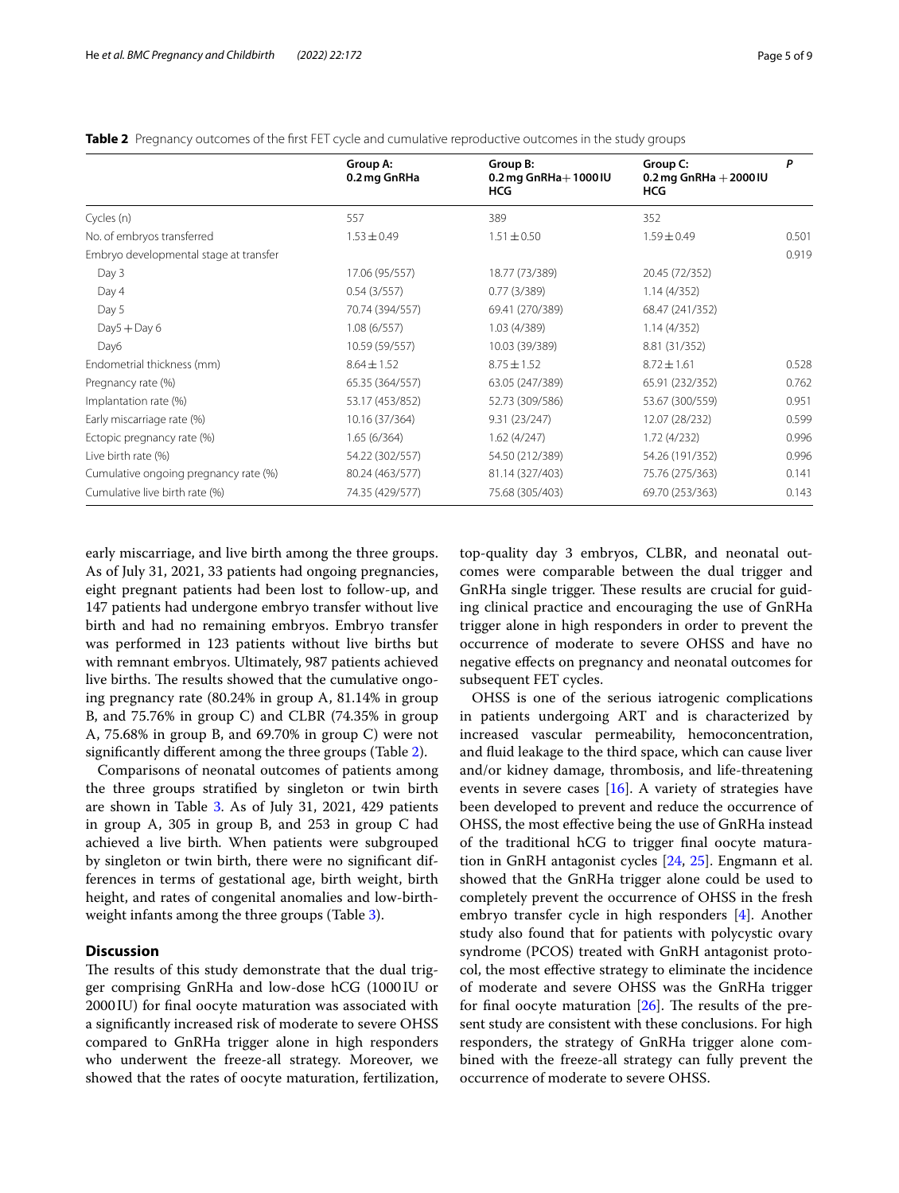**Table 2** Pregnancy outcomes of the first FET cycle and cumulative reproductive outcomes in the study groups

| | Group A: 0.2 mg GnRHa | Group B: 0.2 mg GnRHa+ 1000 IU HCG | Group C: 0.2 mg GnRHa + 2000 IU HCG | P |
|---|---|---|---|---|
| Cycles (n) | 557 | 389 | 352 | |
| No. of embryos transferred | 1.53 ± 0.49 | 1.51 ± 0.50 | 1.59 ± 0.49 | 0.501 |
| Embryo developmental stage at transfer | | | | 0.919 |
| Day 3 | 17.06 (95/557) | 18.77 (73/389) | 20.45 (72/352) | |
| Day 4 | 0.54 (3/557) | 0.77 (3/389) | 1.14 (4/352) | |
| Day 5 | 70.74 (394/557) | 69.41 (270/389) | 68.47 (241/352) | |
| Day5 + Day 6 | 1.08 (6/557) | 1.03 (4/389) | 1.14 (4/352) | |
| Day6 | 10.59 (59/557) | 10.03 (39/389) | 8.81 (31/352) | |
| Endometrial thickness (mm) | 8.64 ± 1.52 | 8.75 ± 1.52 | 8.72 ± 1.61 | 0.528 |
| Pregnancy rate (%) | 65.35 (364/557) | 63.05 (247/389) | 65.91 (232/352) | 0.762 |
| Implantation rate (%) | 53.17 (453/852) | 52.73 (309/586) | 53.67 (300/559) | 0.951 |
| Early miscarriage rate (%) | 10.16 (37/364) | 9.31 (23/247) | 12.07 (28/232) | 0.599 |
| Ectopic pregnancy rate (%) | 1.65 (6/364) | 1.62 (4/247) | 1.72 (4/232) | 0.996 |
| Live birth rate (%) | 54.22 (302/557) | 54.50 (212/389) | 54.26 (191/352) | 0.996 |
| Cumulative ongoing pregnancy rate (%) | 80.24 (463/577) | 81.14 (327/403) | 75.76 (275/363) | 0.141 |
| Cumulative live birth rate (%) | 74.35 (429/577) | 75.68 (305/403) | 69.70 (253/363) | 0.143 |

early miscarriage, and live birth among the three groups. As of July 31, 2021, 33 patients had ongoing pregnancies, eight pregnant patients had been lost to follow-up, and 147 patients had undergone embryo transfer without live birth and had no remaining embryos. Embryo transfer was performed in 123 patients without live births but with remnant embryos. Ultimately, 987 patients achieved live births. The results showed that the cumulative ongoing pregnancy rate (80.24% in group A, 81.14% in group B, and 75.76% in group C) and CLBR (74.35% in group A, 75.68% in group B, and 69.70% in group C) were not significantly different among the three groups (Table 2).

Comparisons of neonatal outcomes of patients among the three groups stratified by singleton or twin birth are shown in Table 3. As of July 31, 2021, 429 patients in group A, 305 in group B, and 253 in group C had achieved a live birth. When patients were subgrouped by singleton or twin birth, there were no significant differences in terms of gestational age, birth weight, birth height, and rates of congenital anomalies and low-birth-weight infants among the three groups (Table 3).

## Discussion

The results of this study demonstrate that the dual trigger comprising GnRHa and low-dose hCG (1000 IU or 2000 IU) for final oocyte maturation was associated with a significantly increased risk of moderate to severe OHSS compared to GnRHa trigger alone in high responders who underwent the freeze-all strategy. Moreover, we showed that the rates of oocyte maturation, fertilization, top-quality day 3 embryos, CLBR, and neonatal outcomes were comparable between the dual trigger and GnRHa single trigger. These results are crucial for guiding clinical practice and encouraging the use of GnRHa trigger alone in high responders in order to prevent the occurrence of moderate to severe OHSS and have no negative effects on pregnancy and neonatal outcomes for subsequent FET cycles.

OHSS is one of the serious iatrogenic complications in patients undergoing ART and is characterized by increased vascular permeability, hemoconcentration, and fluid leakage to the third space, which can cause liver and/or kidney damage, thrombosis, and life-threatening events in severe cases [16]. A variety of strategies have been developed to prevent and reduce the occurrence of OHSS, the most effective being the use of GnRHa instead of the traditional hCG to trigger final oocyte maturation in GnRH antagonist cycles [24, 25]. Engmann et al. showed that the GnRHa trigger alone could be used to completely prevent the occurrence of OHSS in the fresh embryo transfer cycle in high responders [4]. Another study also found that for patients with polycystic ovary syndrome (PCOS) treated with GnRH antagonist protocol, the most effective strategy to eliminate the incidence of moderate and severe OHSS was the GnRHa trigger for final oocyte maturation [26]. The results of the present study are consistent with these conclusions. For high responders, the strategy of GnRHa trigger alone combined with the freeze-all strategy can fully prevent the occurrence of moderate to severe OHSS.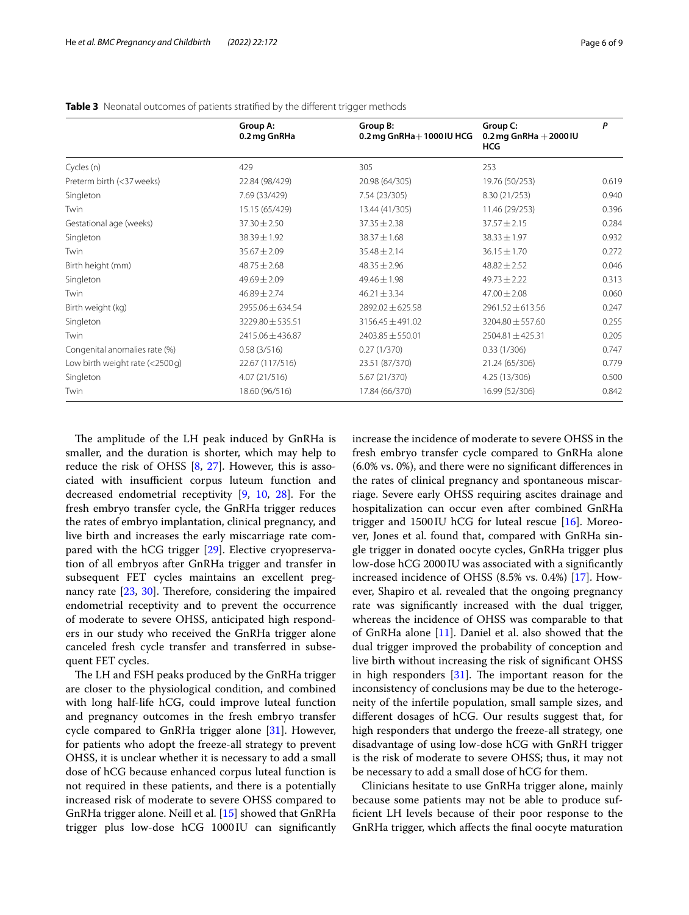**Table 3** Neonatal outcomes of patients stratified by the different trigger methods

| | Group A: 0.2 mg GnRHa | Group B: 0.2 mg GnRHa + 1000 IU HCG | Group C: 0.2 mg GnRHa + 2000 IU HCG | P |
|---|---|---|---|---|
| Cycles (n) | 429 | 305 | 253 | |
| Preterm birth (<37 weeks) | 22.84 (98/429) | 20.98 (64/305) | 19.76 (50/253) | 0.619 |
| Singleton | 7.69 (33/429) | 7.54 (23/305) | 8.30 (21/253) | 0.940 |
| Twin | 15.15 (65/429) | 13.44 (41/305) | 11.46 (29/253) | 0.396 |
| Gestational age (weeks) | 37.30 ± 2.50 | 37.35 ± 2.38 | 37.57 ± 2.15 | 0.284 |
| Singleton | 38.39 ± 1.92 | 38.37 ± 1.68 | 38.33 ± 1.97 | 0.932 |
| Twin | 35.67 ± 2.09 | 35.48 ± 2.14 | 36.15 ± 1.70 | 0.272 |
| Birth height (mm) | 48.75 ± 2.68 | 48.35 ± 2.96 | 48.82 ± 2.52 | 0.046 |
| Singleton | 49.69 ± 2.09 | 49.46 ± 1.98 | 49.73 ± 2.22 | 0.313 |
| Twin | 46.89 ± 2.74 | 46.21 ± 3.34 | 47.00 ± 2.08 | 0.060 |
| Birth weight (kg) | 2955.06 ± 634.54 | 2892.02 ± 625.58 | 2961.52 ± 613.56 | 0.247 |
| Singleton | 3229.80 ± 535.51 | 3156.45 ± 491.02 | 3204.80 ± 557.60 | 0.255 |
| Twin | 2415.06 ± 436.87 | 2403.85 ± 550.01 | 2504.81 ± 425.31 | 0.205 |
| Congenital anomalies rate (%) | 0.58 (3/516) | 0.27 (1/370) | 0.33 (1/306) | 0.747 |
| Low birth weight rate (<2500 g) | 22.67 (117/516) | 23.51 (87/370) | 21.24 (65/306) | 0.779 |
| Singleton | 4.07 (21/516) | 5.67 (21/370) | 4.25 (13/306) | 0.500 |
| Twin | 18.60 (96/516) | 17.84 (66/370) | 16.99 (52/306) | 0.842 |

The amplitude of the LH peak induced by GnRHa is smaller, and the duration is shorter, which may help to reduce the risk of OHSS [8, 27]. However, this is associated with insufficient corpus luteum function and decreased endometrial receptivity [9, 10, 28]. For the fresh embryo transfer cycle, the GnRHa trigger reduces the rates of embryo implantation, clinical pregnancy, and live birth and increases the early miscarriage rate compared with the hCG trigger [29]. Elective cryopreservation of all embryos after GnRHa trigger and transfer in subsequent FET cycles maintains an excellent pregnancy rate [23, 30]. Therefore, considering the impaired endometrial receptivity and to prevent the occurrence of moderate to severe OHSS, anticipated high responders in our study who received the GnRHa trigger alone canceled fresh cycle transfer and transferred in subsequent FET cycles.

The LH and FSH peaks produced by the GnRHa trigger are closer to the physiological condition, and combined with long half-life hCG, could improve luteal function and pregnancy outcomes in the fresh embryo transfer cycle compared to GnRHa trigger alone [31]. However, for patients who adopt the freeze-all strategy to prevent OHSS, it is unclear whether it is necessary to add a small dose of hCG because enhanced corpus luteum function is not required in these patients, and there is a potentially increased risk of moderate to severe OHSS compared to GnRHa trigger alone. Neill et al. [15] showed that GnRHa trigger plus low-dose hCG 1000 IU can significantly increase the incidence of moderate to severe OHSS in the fresh embryo transfer cycle compared to GnRHa alone (6.0% vs. 0%), and there were no significant differences in the rates of clinical pregnancy and spontaneous miscarriage. Severe early OHSS requiring ascites drainage and hospitalization can occur even after combined GnRHa trigger and 1500 IU hCG for luteal rescue [16]. Moreover, Jones et al. found that, compared with GnRHa single trigger in donated oocyte cycles, GnRHa trigger plus low-dose hCG 2000 IU was associated with a significantly increased incidence of OHSS (8.5% vs. 0.4%) [17]. However, Shapiro et al. revealed that the ongoing pregnancy rate was significantly increased with the dual trigger, whereas the incidence of OHSS was comparable to that of GnRHa alone [11]. Daniel et al. also showed that the dual trigger improved the probability of conception and live birth without increasing the risk of significant OHSS in high responders [31]. The important reason for the inconsistency of conclusions may be due to the heterogeneity of the infertile population, small sample sizes, and different dosages of hCG. Our results suggest that, for high responders that undergo the freeze-all strategy, one disadvantage of using low-dose hCG with GnRH trigger is the risk of moderate to severe OHSS; thus, it may not be necessary to add a small dose of hCG for them.

Clinicians hesitate to use GnRHa trigger alone, mainly because some patients may not be able to produce sufficient LH levels because of their poor response to the GnRHa trigger, which affects the final oocyte maturation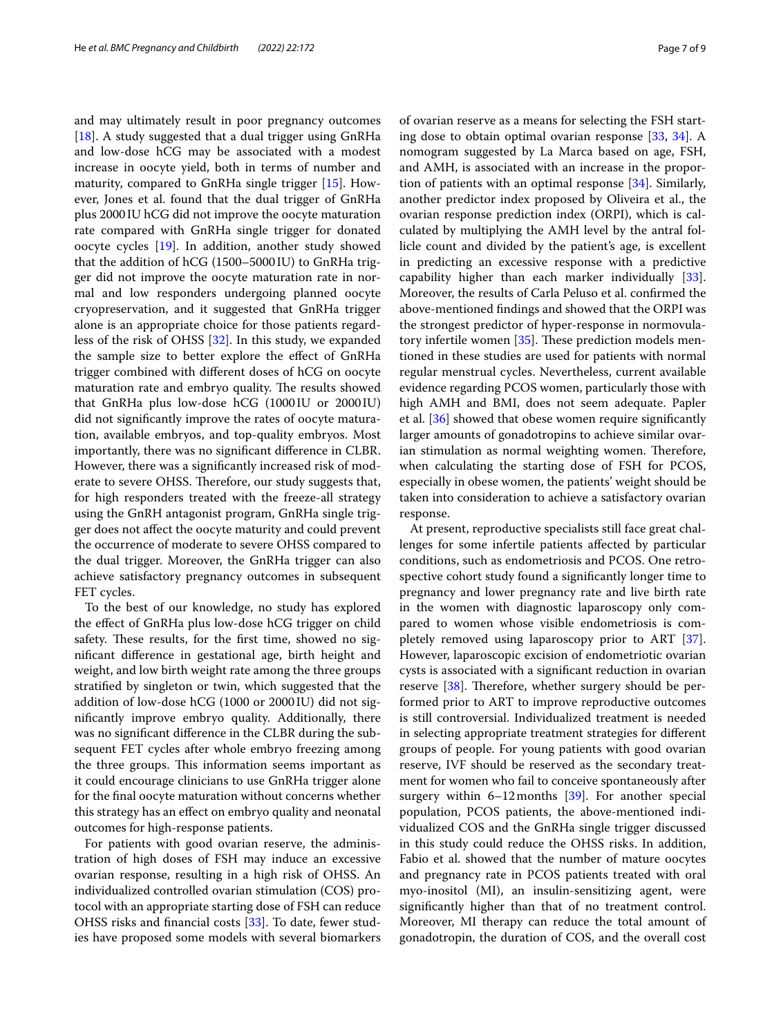and may ultimately result in poor pregnancy outcomes [18]. A study suggested that a dual trigger using GnRHa and low-dose hCG may be associated with a modest increase in oocyte yield, both in terms of number and maturity, compared to GnRHa single trigger [15]. However, Jones et al. found that the dual trigger of GnRHa plus 2000 IU hCG did not improve the oocyte maturation rate compared with GnRHa single trigger for donated oocyte cycles [19]. In addition, another study showed that the addition of hCG (1500–5000 IU) to GnRHa trigger did not improve the oocyte maturation rate in normal and low responders undergoing planned oocyte cryopreservation, and it suggested that GnRHa trigger alone is an appropriate choice for those patients regardless of the risk of OHSS [32]. In this study, we expanded the sample size to better explore the effect of GnRHa trigger combined with different doses of hCG on oocyte maturation rate and embryo quality. The results showed that GnRHa plus low-dose hCG (1000 IU or 2000 IU) did not significantly improve the rates of oocyte maturation, available embryos, and top-quality embryos. Most importantly, there was no significant difference in CLBR. However, there was a significantly increased risk of moderate to severe OHSS. Therefore, our study suggests that, for high responders treated with the freeze-all strategy using the GnRH antagonist program, GnRHa single trigger does not affect the oocyte maturity and could prevent the occurrence of moderate to severe OHSS compared to the dual trigger. Moreover, the GnRHa trigger can also achieve satisfactory pregnancy outcomes in subsequent FET cycles.

To the best of our knowledge, no study has explored the effect of GnRHa plus low-dose hCG trigger on child safety. These results, for the first time, showed no significant difference in gestational age, birth height and weight, and low birth weight rate among the three groups stratified by singleton or twin, which suggested that the addition of low-dose hCG (1000 or 2000 IU) did not significantly improve embryo quality. Additionally, there was no significant difference in the CLBR during the subsequent FET cycles after whole embryo freezing among the three groups. This information seems important as it could encourage clinicians to use GnRHa trigger alone for the final oocyte maturation without concerns whether this strategy has an effect on embryo quality and neonatal outcomes for high-response patients.

For patients with good ovarian reserve, the administration of high doses of FSH may induce an excessive ovarian response, resulting in a high risk of OHSS. An individualized controlled ovarian stimulation (COS) protocol with an appropriate starting dose of FSH can reduce OHSS risks and financial costs [33]. To date, fewer studies have proposed some models with several biomarkers of ovarian reserve as a means for selecting the FSH starting dose to obtain optimal ovarian response [33, 34]. A nomogram suggested by La Marca based on age, FSH, and AMH, is associated with an increase in the proportion of patients with an optimal response [34]. Similarly, another predictor index proposed by Oliveira et al., the ovarian response prediction index (ORPI), which is calculated by multiplying the AMH level by the antral follicle count and divided by the patient's age, is excellent in predicting an excessive response with a predictive capability higher than each marker individually [33]. Moreover, the results of Carla Peluso et al. confirmed the above-mentioned findings and showed that the ORPI was the strongest predictor of hyper-response in normovulatory infertile women [35]. These prediction models mentioned in these studies are used for patients with normal regular menstrual cycles. Nevertheless, current available evidence regarding PCOS women, particularly those with high AMH and BMI, does not seem adequate. Papler et al. [36] showed that obese women require significantly larger amounts of gonadotropins to achieve similar ovarian stimulation as normal weighting women. Therefore, when calculating the starting dose of FSH for PCOS, especially in obese women, the patients' weight should be taken into consideration to achieve a satisfactory ovarian response.

At present, reproductive specialists still face great challenges for some infertile patients affected by particular conditions, such as endometriosis and PCOS. One retrospective cohort study found a significantly longer time to pregnancy and lower pregnancy rate and live birth rate in the women with diagnostic laparoscopy only compared to women whose visible endometriosis is completely removed using laparoscopy prior to ART [37]. However, laparoscopic excision of endometriotic ovarian cysts is associated with a significant reduction in ovarian reserve [38]. Therefore, whether surgery should be performed prior to ART to improve reproductive outcomes is still controversial. Individualized treatment is needed in selecting appropriate treatment strategies for different groups of people. For young patients with good ovarian reserve, IVF should be reserved as the secondary treatment for women who fail to conceive spontaneously after surgery within 6–12 months [39]. For another special population, PCOS patients, the above-mentioned individualized COS and the GnRHa single trigger discussed in this study could reduce the OHSS risks. In addition, Fabio et al. showed that the number of mature oocytes and pregnancy rate in PCOS patients treated with oral myo-inositol (MI), an insulin-sensitizing agent, were significantly higher than that of no treatment control. Moreover, MI therapy can reduce the total amount of gonadotropin, the duration of COS, and the overall cost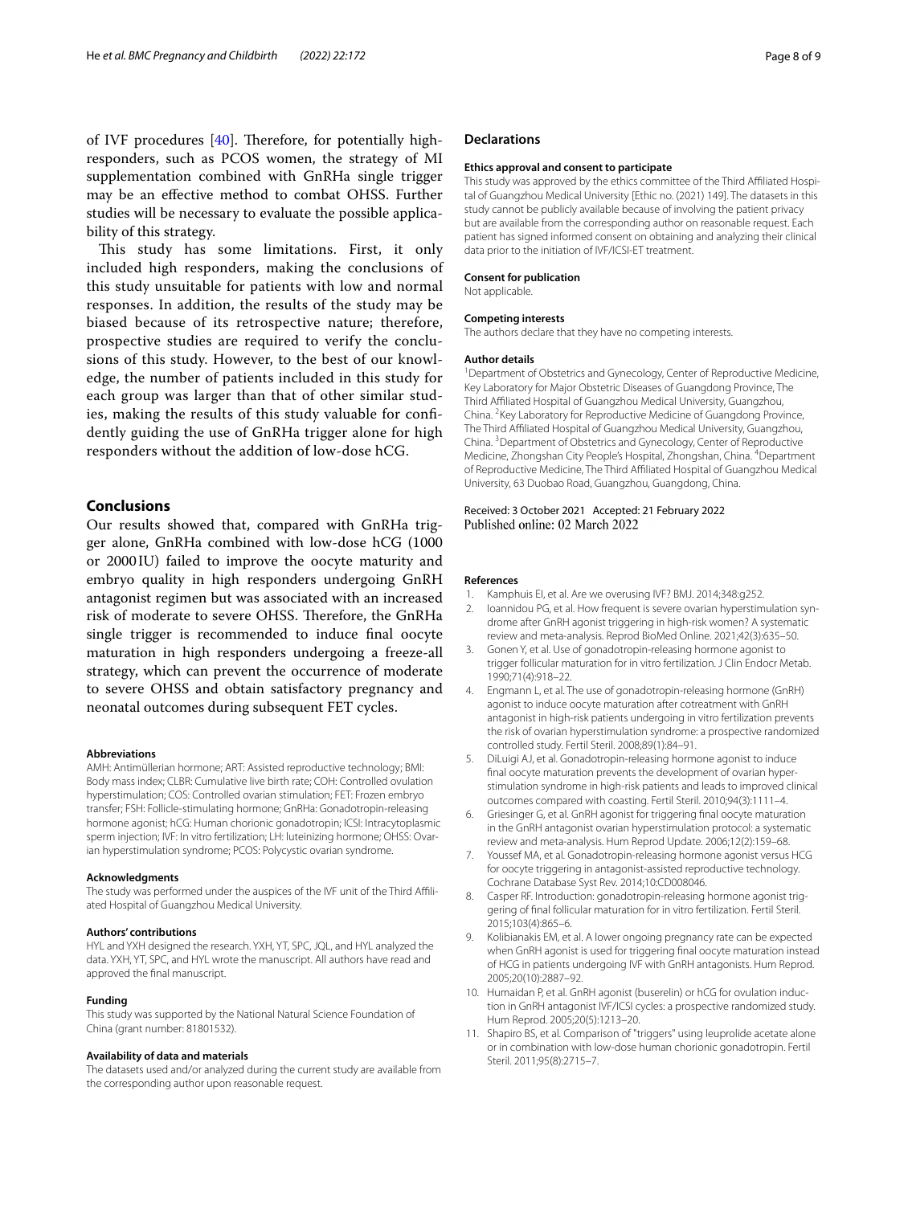of IVF procedures [40]. Therefore, for potentially high-responders, such as PCOS women, the strategy of MI supplementation combined with GnRHa single trigger may be an effective method to combat OHSS. Further studies will be necessary to evaluate the possible applicability of this strategy.

This study has some limitations. First, it only included high responders, making the conclusions of this study unsuitable for patients with low and normal responses. In addition, the results of the study may be biased because of its retrospective nature; therefore, prospective studies are required to verify the conclusions of this study. However, to the best of our knowledge, the number of patients included in this study for each group was larger than that of other similar studies, making the results of this study valuable for confidently guiding the use of GnRHa trigger alone for high responders without the addition of low-dose hCG.

## Conclusions

Our results showed that, compared with GnRHa trigger alone, GnRHa combined with low-dose hCG (1000 or 2000 IU) failed to improve the oocyte maturity and embryo quality in high responders undergoing GnRH antagonist regimen but was associated with an increased risk of moderate to severe OHSS. Therefore, the GnRHa single trigger is recommended to induce final oocyte maturation in high responders undergoing a freeze-all strategy, which can prevent the occurrence of moderate to severe OHSS and obtain satisfactory pregnancy and neonatal outcomes during subsequent FET cycles.

#### Abbreviations

AMH: Antimüllerian hormone; ART: Assisted reproductive technology; BMI: Body mass index; CLBR: Cumulative live birth rate; COH: Controlled ovulation hyperstimulation; COS: Controlled ovarian stimulation; FET: Frozen embryo transfer; FSH: Follicle-stimulating hormone; GnRHa: Gonadotropin-releasing hormone agonist; hCG: Human chorionic gonadotropin; ICSI: Intracytoplasmic sperm injection; IVF: In vitro fertilization; LH: luteinizing hormone; OHSS: Ovarian hyperstimulation syndrome; PCOS: Polycystic ovarian syndrome.

#### Acknowledgments

The study was performed under the auspices of the IVF unit of the Third Affiliated Hospital of Guangzhou Medical University.

#### Authors' contributions

HYL and YXH designed the research. YXH, YT, SPC, JQL, and HYL analyzed the data. YXH, YT, SPC, and HYL wrote the manuscript. All authors have read and approved the final manuscript.

#### Funding

This study was supported by the National Natural Science Foundation of China (grant number: 81801532).

#### Availability of data and materials

The datasets used and/or analyzed during the current study are available from the corresponding author upon reasonable request.

## Declarations

#### Ethics approval and consent to participate

This study was approved by the ethics committee of the Third Affiliated Hospital of Guangzhou Medical University [Ethic no. (2021) 149]. The datasets in this study cannot be publicly available because of involving the patient privacy but are available from the corresponding author on reasonable request. Each patient has signed informed consent on obtaining and analyzing their clinical data prior to the initiation of IVF/ICSI-ET treatment.

#### Consent for publication

Not applicable.

#### Competing interests

The authors declare that they have no competing interests.

#### Author details

[1]Department of Obstetrics and Gynecology, Center of Reproductive Medicine, Key Laboratory for Major Obstetric Diseases of Guangdong Province, The Third Affiliated Hospital of Guangzhou Medical University, Guangzhou, China. [2]Key Laboratory for Reproductive Medicine of Guangdong Province, The Third Affiliated Hospital of Guangzhou Medical University, Guangzhou, China. [3]Department of Obstetrics and Gynecology, Center of Reproductive Medicine, Zhongshan City People's Hospital, Zhongshan, China. [4]Department of Reproductive Medicine, The Third Affiliated Hospital of Guangzhou Medical University, 63 Duobao Road, Guangzhou, Guangdong, China.

Received: 3 October 2021 Accepted: 21 February 2022
Published online: 02 March 2022

#### References

1. Kamphuis EI, et al. Are we overusing IVF? BMJ. 2014;348:g252.
2. Ioannidou PG, et al. How frequent is severe ovarian hyperstimulation syndrome after GnRH agonist triggering in high-risk women? A systematic review and meta-analysis. Reprod BioMed Online. 2021;42(3):635–50.
3. Gonen Y, et al. Use of gonadotropin-releasing hormone agonist to trigger follicular maturation for in vitro fertilization. J Clin Endocr Metab. 1990;71(4):918–22.
4. Engmann L, et al. The use of gonadotropin-releasing hormone (GnRH) agonist to induce oocyte maturation after cotreatment with GnRH antagonist in high-risk patients undergoing in vitro fertilization prevents the risk of ovarian hyperstimulation syndrome: a prospective randomized controlled study. Fertil Steril. 2008;89(1):84–91.
5. DiLuigi AJ, et al. Gonadotropin-releasing hormone agonist to induce final oocyte maturation prevents the development of ovarian hyperstimulation syndrome in high-risk patients and leads to improved clinical outcomes compared with coasting. Fertil Steril. 2010;94(3):1111–4.
6. Griesinger G, et al. GnRH agonist for triggering final oocyte maturation in the GnRH antagonist ovarian hyperstimulation protocol: a systematic review and meta-analysis. Hum Reprod Update. 2006;12(2):159–68.
7. Youssef MA, et al. Gonadotropin-releasing hormone agonist versus HCG for oocyte triggering in antagonist-assisted reproductive technology. Cochrane Database Syst Rev. 2014;10:CD008046.
8. Casper RF. Introduction: gonadotropin-releasing hormone agonist triggering of final follicular maturation for in vitro fertilization. Fertil Steril. 2015;103(4):865–6.
9. Kolibianakis EM, et al. A lower ongoing pregnancy rate can be expected when GnRH agonist is used for triggering final oocyte maturation instead of HCG in patients undergoing IVF with GnRH antagonists. Hum Reprod. 2005;20(10):2887–92.
10. Humaidan P, et al. GnRH agonist (buserelin) or hCG for ovulation induction in GnRH antagonist IVF/ICSI cycles: a prospective randomized study. Hum Reprod. 2005;20(5):1213–20.
11. Shapiro BS, et al. Comparison of "triggers" using leuprolide acetate alone or in combination with low-dose human chorionic gonadotropin. Fertil Steril. 2011;95(8):2715–7.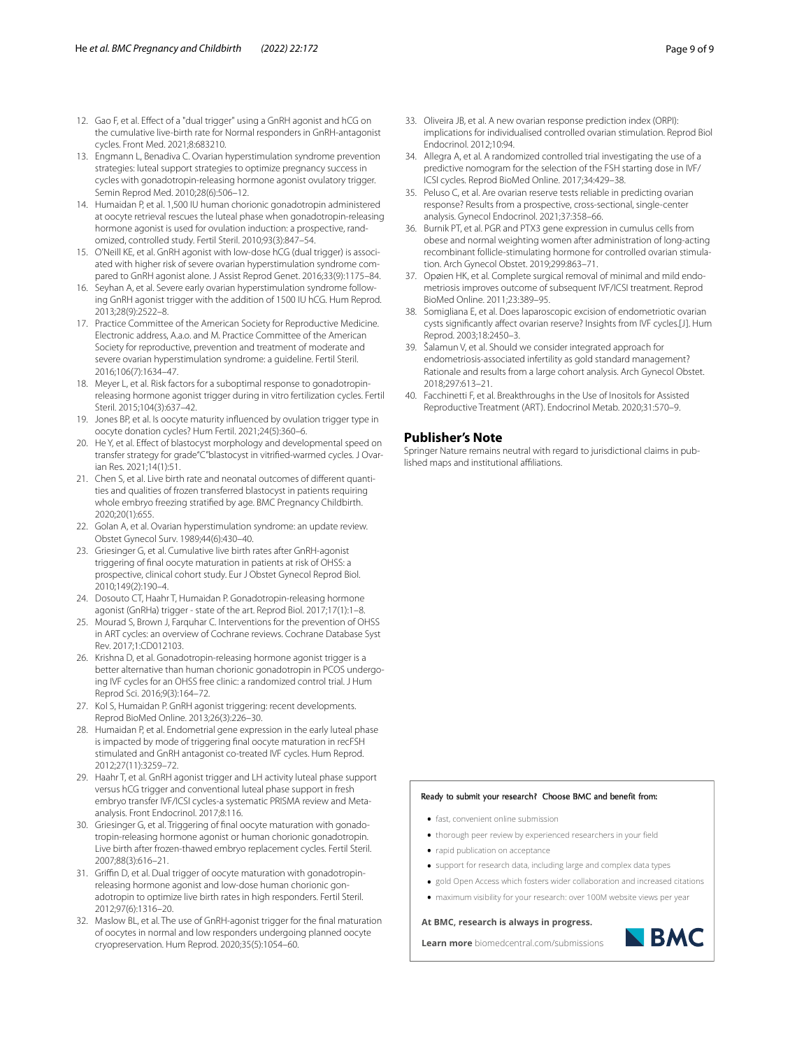12. Gao F, et al. Effect of a "dual trigger" using a GnRH agonist and hCG on the cumulative live-birth rate for Normal responders in GnRH-antagonist cycles. Front Med. 2021;8:683210.
13. Engmann L, Benadiva C. Ovarian hyperstimulation syndrome prevention strategies: luteal support strategies to optimize pregnancy success in cycles with gonadotropin-releasing hormone agonist ovulatory trigger. Semin Reprod Med. 2010;28(6):506–12.
14. Humaidan P, et al. 1,500 IU human chorionic gonadotropin administered at oocyte retrieval rescues the luteal phase when gonadotropin-releasing hormone agonist is used for ovulation induction: a prospective, randomized, controlled study. Fertil Steril. 2010;93(3):847–54.
15. O'Neill KE, et al. GnRH agonist with low-dose hCG (dual trigger) is associated with higher risk of severe ovarian hyperstimulation syndrome compared to GnRH agonist alone. J Assist Reprod Genet. 2016;33(9):1175–84.
16. Seyhan A, et al. Severe early ovarian hyperstimulation syndrome following GnRH agonist trigger with the addition of 1500 IU hCG. Hum Reprod. 2013;28(9):2522–8.
17. Practice Committee of the American Society for Reproductive Medicine. Electronic address, A.a.o. and M. Practice Committee of the American Society for reproductive, prevention and treatment of moderate and severe ovarian hyperstimulation syndrome: a guideline. Fertil Steril. 2016;106(7):1634–47.
18. Meyer L, et al. Risk factors for a suboptimal response to gonadotropin-releasing hormone agonist trigger during in vitro fertilization cycles. Fertil Steril. 2015;104(3):637–42.
19. Jones BP, et al. Is oocyte maturity influenced by ovulation trigger type in oocyte donation cycles? Hum Fertil. 2021;24(5):360–6.
20. He Y, et al. Effect of blastocyst morphology and developmental speed on transfer strategy for grade"C"blastocyst in vitrified-warmed cycles. J Ovarian Res. 2021;14(1):51.
21. Chen S, et al. Live birth rate and neonatal outcomes of different quantities and qualities of frozen transferred blastocyst in patients requiring whole embryo freezing stratified by age. BMC Pregnancy Childbirth. 2020;20(1):655.
22. Golan A, et al. Ovarian hyperstimulation syndrome: an update review. Obstet Gynecol Surv. 1989;44(6):430–40.
23. Griesinger G, et al. Cumulative live birth rates after GnRH-agonist triggering of final oocyte maturation in patients at risk of OHSS: a prospective, clinical cohort study. Eur J Obstet Gynecol Reprod Biol. 2010;149(2):190–4.
24. Dosouto CT, Haahr T, Humaidan P. Gonadotropin-releasing hormone agonist (GnRHa) trigger - state of the art. Reprod Biol. 2017;17(1):1–8.
25. Mourad S, Brown J, Farquhar C. Interventions for the prevention of OHSS in ART cycles: an overview of Cochrane reviews. Cochrane Database Syst Rev. 2017;1:CD012103.
26. Krishna D, et al. Gonadotropin-releasing hormone agonist trigger is a better alternative than human chorionic gonadotropin in PCOS undergoing IVF cycles for an OHSS free clinic: a randomized control trial. J Hum Reprod Sci. 2016;9(3):164–72.
27. Kol S, Humaidan P. GnRH agonist triggering: recent developments. Reprod BioMed Online. 2013;26(3):226–30.
28. Humaidan P, et al. Endometrial gene expression in the early luteal phase is impacted by mode of triggering final oocyte maturation in recFSH stimulated and GnRH antagonist co-treated IVF cycles. Hum Reprod. 2012;27(11):3259–72.
29. Haahr T, et al. GnRH agonist trigger and LH activity luteal phase support versus hCG trigger and conventional luteal phase support in fresh embryo transfer IVF/ICSI cycles-a systematic PRISMA review and Meta-analysis. Front Endocrinol. 2017;8:116.
30. Griesinger G, et al. Triggering of final oocyte maturation with gonadotropin-releasing hormone agonist or human chorionic gonadotropin. Live birth after frozen-thawed embryo replacement cycles. Fertil Steril. 2007;88(3):616–21.
31. Griffin D, et al. Dual trigger of oocyte maturation with gonadotropin-releasing hormone agonist and low-dose human chorionic gonadotropin to optimize live birth rates in high responders. Fertil Steril. 2012;97(6):1316–20.
32. Maslow BL, et al. The use of GnRH-agonist trigger for the final maturation of oocytes in normal and low responders undergoing planned oocyte cryopreservation. Hum Reprod. 2020;35(5):1054–60.
33. Oliveira JB, et al. A new ovarian response prediction index (ORPI): implications for individualised controlled ovarian stimulation. Reprod Biol Endocrinol. 2012;10:94.
34. Allegra A, et al. A randomized controlled trial investigating the use of a predictive nomogram for the selection of the FSH starting dose in IVF/ICSI cycles. Reprod BioMed Online. 2017;34:429–38.
35. Peluso C, et al. Are ovarian reserve tests reliable in predicting ovarian response? Results from a prospective, cross-sectional, single-center analysis. Gynecol Endocrinol. 2021;37:358–66.
36. Burnik PT, et al. PGR and PTX3 gene expression in cumulus cells from obese and normal weighting women after administration of long-acting recombinant follicle-stimulating hormone for controlled ovarian stimulation. Arch Gynecol Obstet. 2019;299:863–71.
37. Opøien HK, et al. Complete surgical removal of minimal and mild endometriosis improves outcome of subsequent IVF/ICSI treatment. Reprod BioMed Online. 2011;23:389–95.
38. Somigliana E, et al. Does laparoscopic excision of endometriotic ovarian cysts significantly affect ovarian reserve? Insights from IVF cycles.[J]. Hum Reprod. 2003;18:2450–3.
39. Šalamun V, et al. Should we consider integrated approach for endometriosis-associated infertility as gold standard management? Rationale and results from a large cohort analysis. Arch Gynecol Obstet. 2018;297:613–21.
40. Facchinetti F, et al. Breakthroughs in the Use of Inositols for Assisted Reproductive Treatment (ART). Endocrinol Metab. 2020;31:570–9.

## Publisher's Note

Springer Nature remains neutral with regard to jurisdictional claims in published maps and institutional affiliations.

Ready to submit your research? Choose BMC and benefit from:

- fast, convenient online submission
- thorough peer review by experienced researchers in your field
- rapid publication on acceptance
- support for research data, including large and complex data types
- gold Open Access which fosters wider collaboration and increased citations
- maximum visibility for your research: over 100M website views per year

**At BMC, research is always in progress.**

**Learn more** biomedcentral.com/submissions